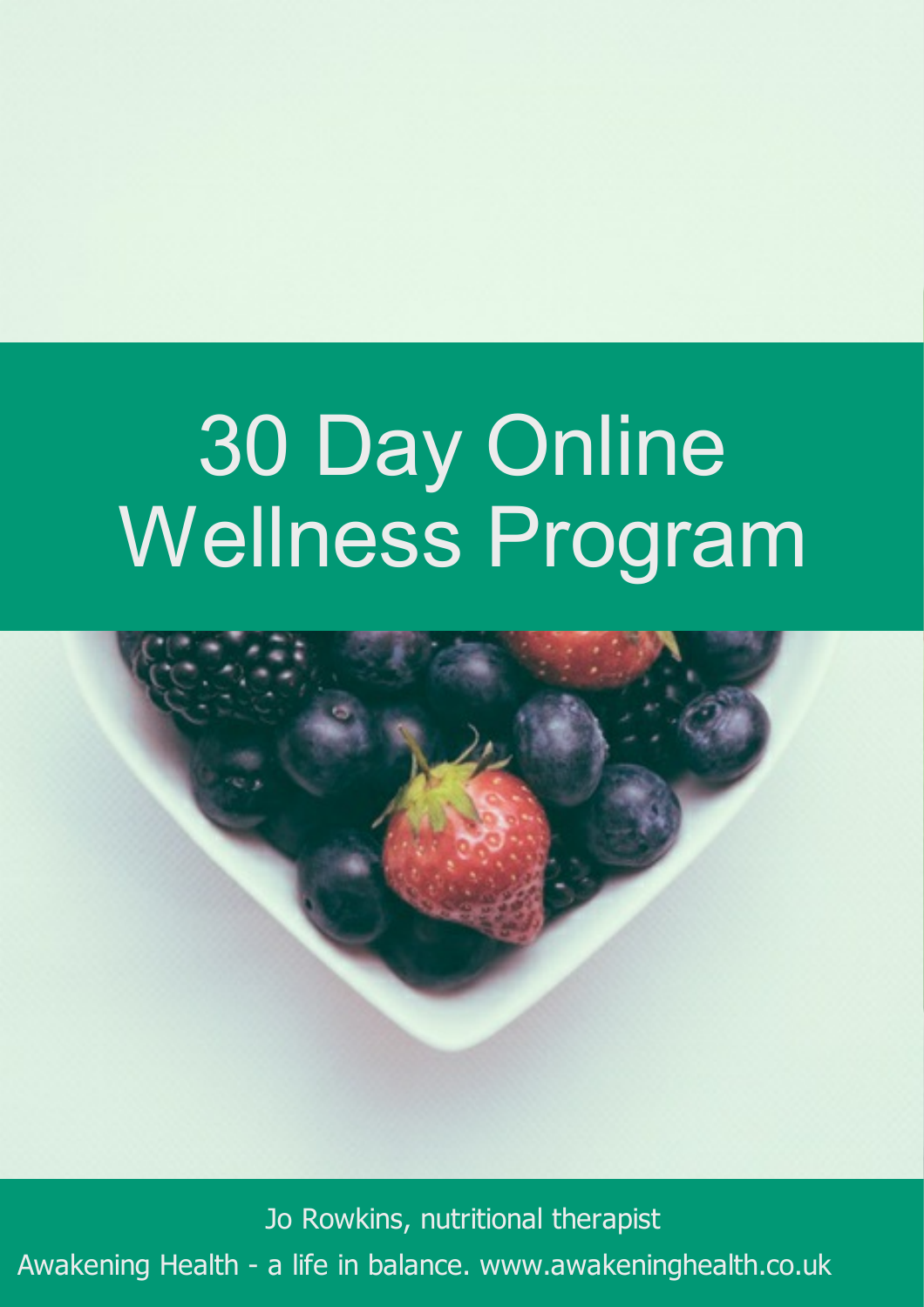# 30 Day Online Wellness Program

Jo Rowkins, nutritional therapist

Awakening Health - a life in balance. www.awakeninghealth.co.uk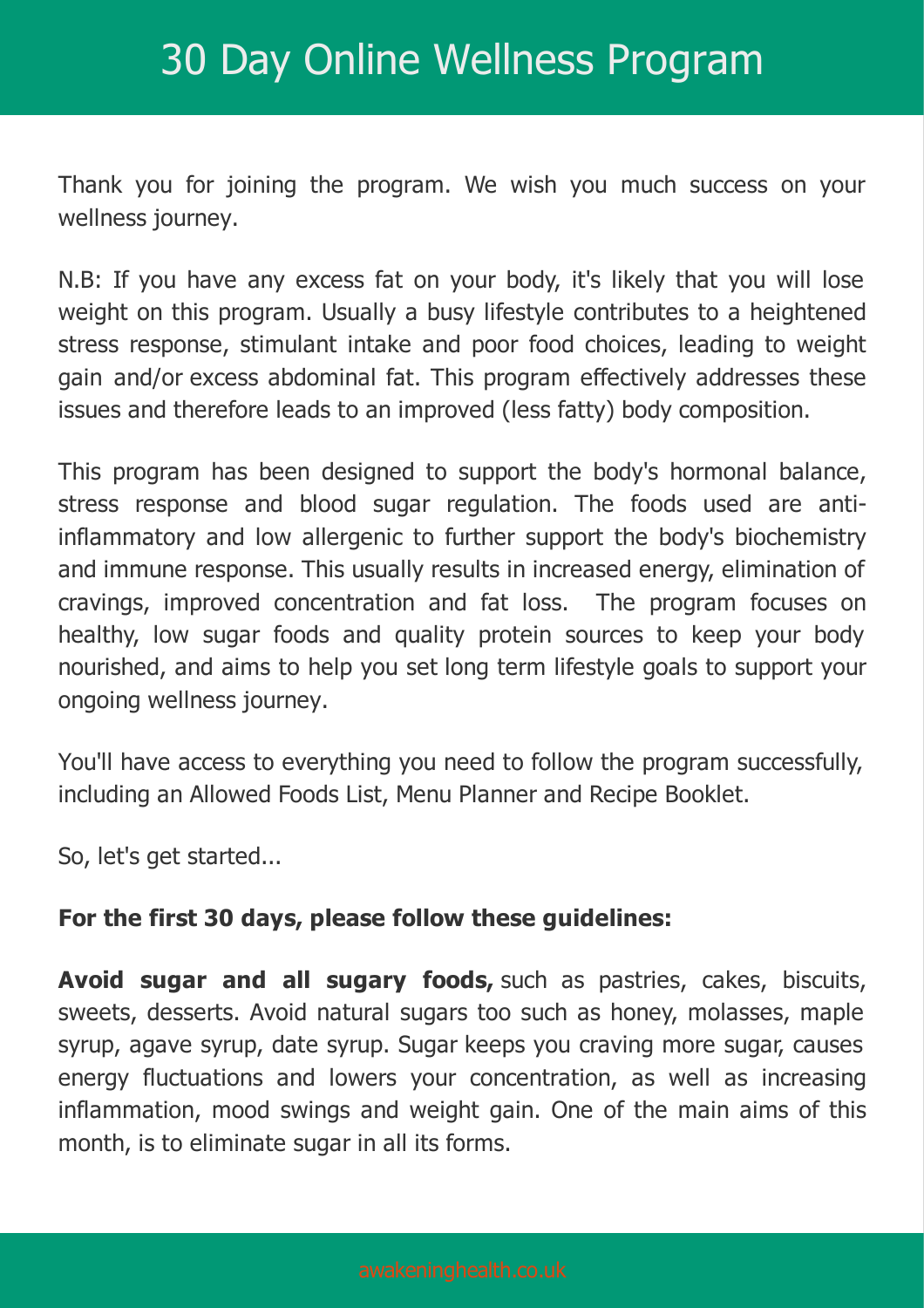# 30 Day Online Wellness Program

Thank you for joining the program. We wish you much success on your wellness journey.

N.B: If you have any excess fat on your body, it's likely that you will lose weight on this program. Usually a busy lifestyle contributes to a heightened stress response, stimulant intake and poor food choices, leading to weight gain and/or excess abdominal fat. This program effectively addresses these issues and therefore leads to an improved (less fatty) body composition.

This program has been designed to support the body's hormonal balance, stress response and blood sugar regulation. The foods used are anti-inflammatory and low allergenic to further support the body's biochemistry and immune response. This usually results in increased energy, elimination of cravings, improved concentration and fat loss. The program focuses on healthy, low sugar foods and quality protein sources to keep your body nourished, and aims to help you set long term lifestyle goals to support your ongoing wellness journey.

You'll have access to everything you need to follow the program successfully, including an Allowed Foods List, Menu Planner and Recipe Booklet.

So, let's get started...

**For the first 30 days, please follow these guidelines:**

**Avoid sugar and all sugary foods,** such as pastries, cakes, biscuits, sweets, desserts. Avoid natural sugars too such as honey, molasses, maple syrup, agave syrup, date syrup. Sugar keeps you craving more sugar, causes energy fluctuations and lowers your concentration, as well as increasing inflammation, mood swings and weight gain. One of the main aims of this month, is to eliminate sugar in all its forms.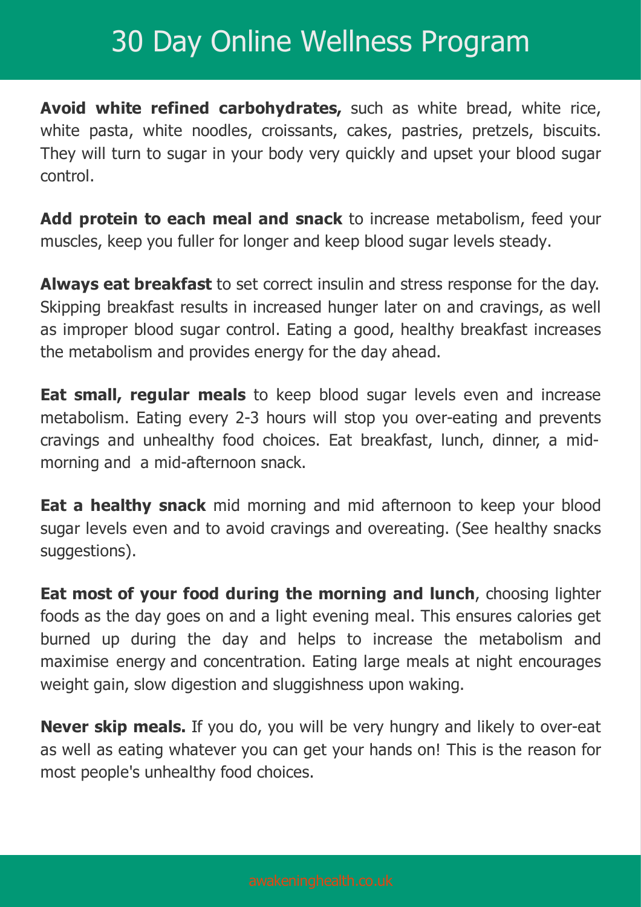# 30 Day Online Wellness Program

**Avoid white refined carbohydrates,** such as white bread, white rice, white pasta, white noodles, croissants, cakes, pastries, pretzels, biscuits. They will turn to sugar in your body very quickly and upset your blood sugar control.

**Add protein to each meal and snack** to increase metabolism, feed your muscles, keep you fuller for longer and keep blood sugar levels steady.

**Always eat breakfast** to set correct insulin and stress response for the day. Skipping breakfast results in increased hunger later on and cravings, as well as improper blood sugar control. Eating a good, healthy breakfast increases the metabolism and provides energy for the day ahead.

**Eat small, regular meals** to keep blood sugar levels even and increase metabolism. Eating every 2-3 hours will stop you over-eating and prevents cravings and unhealthy food choices. Eat breakfast, lunch, dinner, a mid-morning and a mid-afternoon snack.

**Eat a healthy snack** mid morning and mid afternoon to keep your blood sugar levels even and to avoid cravings and overeating. (See healthy snacks suggestions).

**Eat most of your food during the morning and lunch**, choosing lighter foods as the day goes on and a light evening meal. This ensures calories get burned up during the day and helps to increase the metabolism and maximise energy and concentration. Eating large meals at night encourages weight gain, slow digestion and sluggishness upon waking.

**Never skip meals.** If you do, you will be very hungry and likely to over-eat as well as eating whatever you can get your hands on! This is the reason for most people's unhealthy food choices.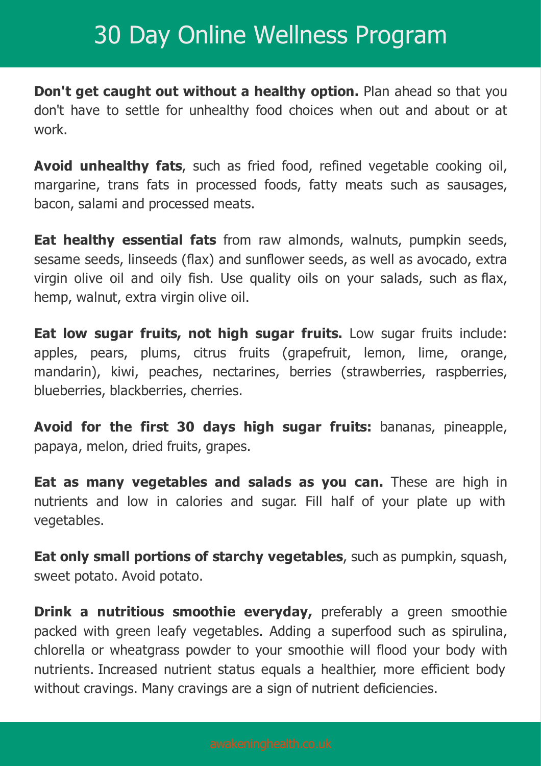# 30 Day Online Wellness Program

**Don't get caught out without a healthy option.** Plan ahead so that you don't have to settle for unhealthy food choices when out and about or at work.

**Avoid unhealthy fats**, such as fried food, refined vegetable cooking oil, margarine, trans fats in processed foods, fatty meats such as sausages, bacon, salami and processed meats.

**Eat healthy essential fats** from raw almonds, walnuts, pumpkin seeds, sesame seeds, linseeds (flax) and sunflower seeds, as well as avocado, extra virgin olive oil and oily fish. Use quality oils on your salads, such as flax, hemp, walnut, extra virgin olive oil.

**Eat low sugar fruits, not high sugar fruits.** Low sugar fruits include: apples, pears, plums, citrus fruits (grapefruit, lemon, lime, orange, mandarin), kiwi, peaches, nectarines, berries (strawberries, raspberries, blueberries, blackberries, cherries.

**Avoid for the first 30 days high sugar fruits:** bananas, pineapple, papaya, melon, dried fruits, grapes.

**Eat as many vegetables and salads as you can.** These are high in nutrients and low in calories and sugar. Fill half of your plate up with vegetables.

**Eat only small portions of starchy vegetables**, such as pumpkin, squash, sweet potato. Avoid potato.

**Drink a nutritious smoothie everyday,** preferably a green smoothie packed with green leafy vegetables. Adding a superfood such as spirulina, chlorella or wheatgrass powder to your smoothie will flood your body with nutrients. Increased nutrient status equals a healthier, more efficient body without cravings. Many cravings are a sign of nutrient deficiencies.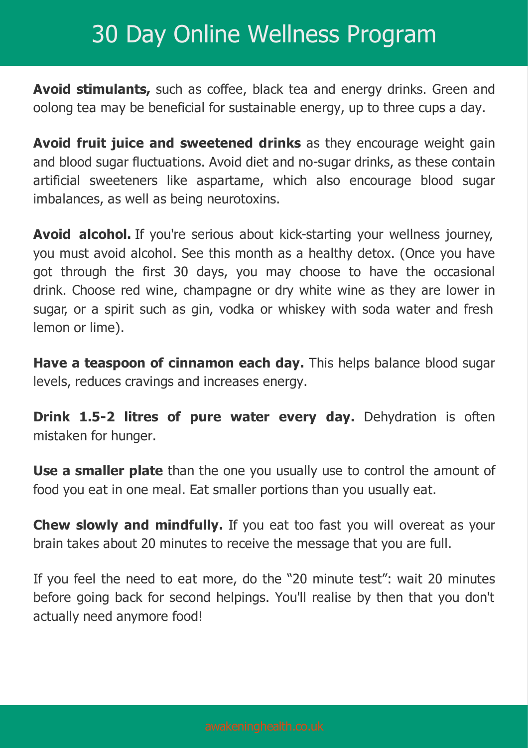# 30 Day Online Wellness Program

**Avoid stimulants,** such as coffee, black tea and energy drinks. Green and oolong tea may be beneficial for sustainable energy, up to three cups a day.

**Avoid fruit juice and sweetened drinks** as they encourage weight gain and blood sugar fluctuations. Avoid diet and no-sugar drinks, as these contain artificial sweeteners like aspartame, which also encourage blood sugar imbalances, as well as being neurotoxins.

**Avoid alcohol.** If you're serious about kick-starting your wellness journey, you must avoid alcohol. See this month as a healthy detox. (Once you have got through the first 30 days, you may choose to have the occasional drink. Choose red wine, champagne or dry white wine as they are lower in sugar, or a spirit such as gin, vodka or whiskey with soda water and fresh lemon or lime).

**Have a teaspoon of cinnamon each day.** This helps balance blood sugar levels, reduces cravings and increases energy.

**Drink 1.5-2 litres of pure water every day.** Dehydration is often mistaken for hunger.

**Use a smaller plate** than the one you usually use to control the amount of food you eat in one meal. Eat smaller portions than you usually eat.

**Chew slowly and mindfully.** If you eat too fast you will overeat as your brain takes about 20 minutes to receive the message that you are full.

If you feel the need to eat more, do the "20 minute test": wait 20 minutes before going back for second helpings. You'll realise by then that you don't actually need anymore food!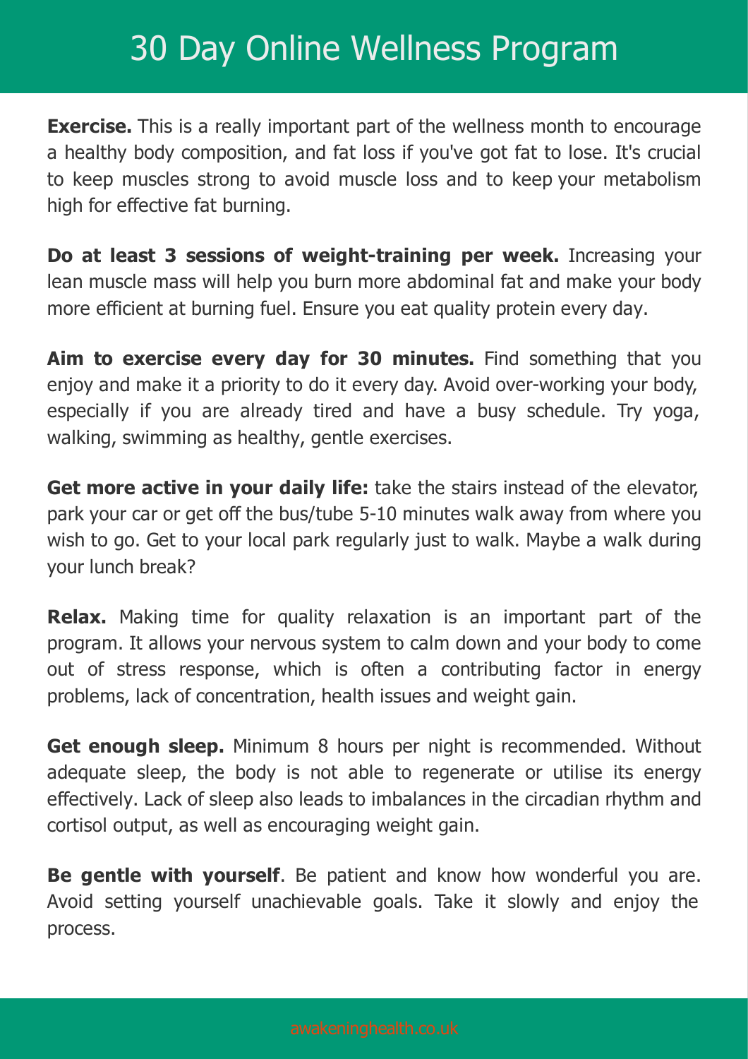# 30 Day Online Wellness Program

**Exercise.** This is a really important part of the wellness month to encourage a healthy body composition, and fat loss if you've got fat to lose. It's crucial to keep muscles strong to avoid muscle loss and to keep your metabolism high for effective fat burning.

**Do at least 3 sessions of weight-training per week.** Increasing your lean muscle mass will help you burn more abdominal fat and make your body more efficient at burning fuel. Ensure you eat quality protein every day.

**Aim to exercise every day for 30 minutes.** Find something that you enjoy and make it a priority to do it every day. Avoid over-working your body, especially if you are already tired and have a busy schedule. Try yoga, walking, swimming as healthy, gentle exercises.

**Get more active in your daily life:** take the stairs instead of the elevator, park your car or get off the bus/tube 5-10 minutes walk away from where you wish to go. Get to your local park regularly just to walk. Maybe a walk during your lunch break?

**Relax.** Making time for quality relaxation is an important part of the program. It allows your nervous system to calm down and your body to come out of stress response, which is often a contributing factor in energy problems, lack of concentration, health issues and weight gain.

**Get enough sleep.** Minimum 8 hours per night is recommended. Without adequate sleep, the body is not able to regenerate or utilise its energy effectively. Lack of sleep also leads to imbalances in the circadian rhythm and cortisol output, as well as encouraging weight gain.

**Be gentle with yourself**. Be patient and know how wonderful you are. Avoid setting yourself unachievable goals. Take it slowly and enjoy the process.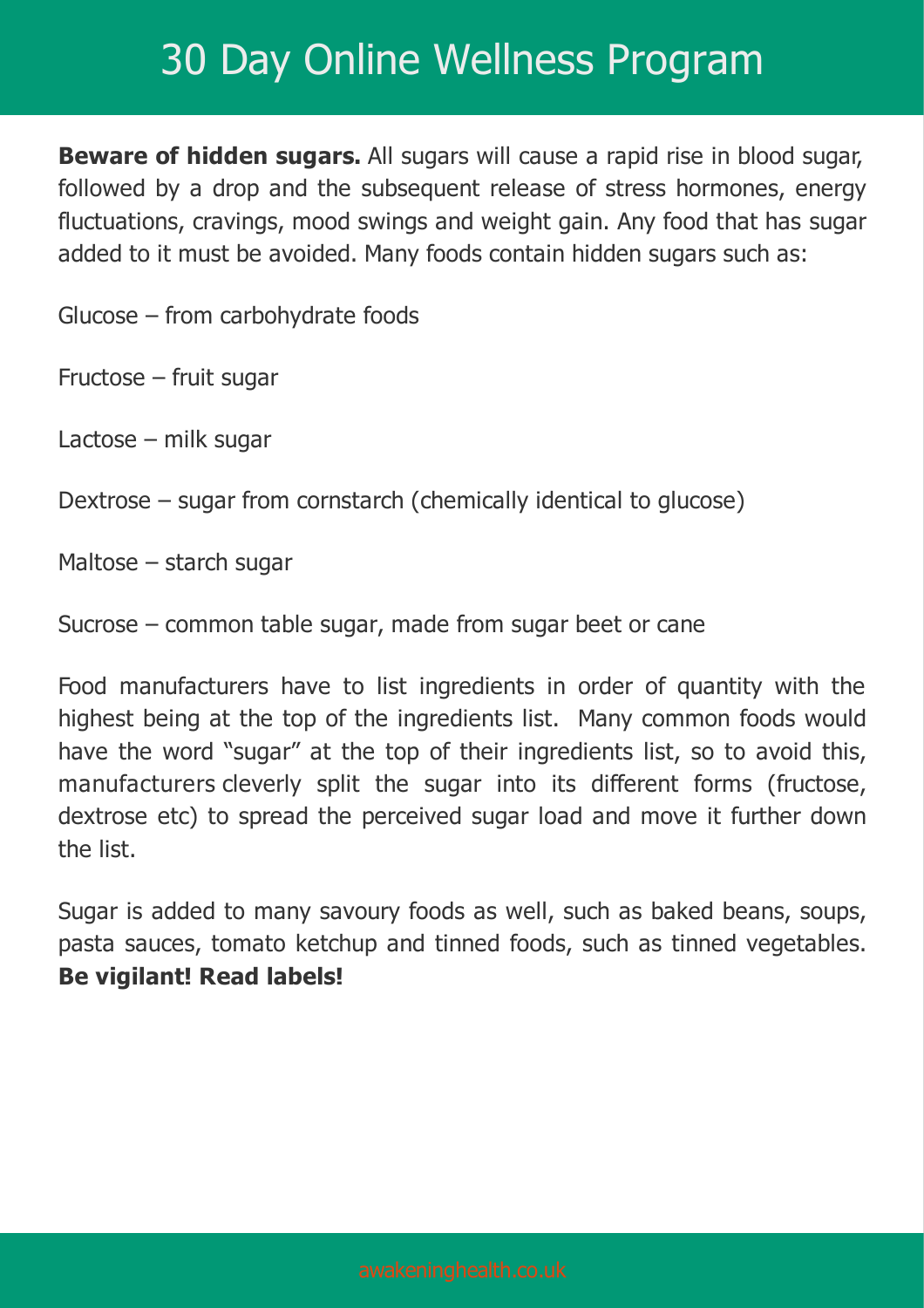**Beware of hidden sugars.** All sugars will cause a rapid rise in blood sugar, followed by a drop and the subsequent release of stress hormones, energy fluctuations, cravings, mood swings and weight gain. Any food that has sugar added to it must be avoided. Many foods contain hidden sugars such as:

Glucose – from carbohydrate foods

Fructose – fruit sugar

Lactose – milk sugar

Dextrose – sugar from cornstarch (chemically identical to glucose)

Maltose – starch sugar

Sucrose – common table sugar, made from sugar beet or cane

Food manufacturers have to list ingredients in order of quantity with the highest being at the top of the ingredients list. Many common foods would have the word "sugar" at the top of their ingredients list, so to avoid this, manufacturers cleverly split the sugar into its different forms (fructose, dextrose etc) to spread the perceived sugar load and move it further down the list.

Sugar is added to many savoury foods as well, such as baked beans, soups, pasta sauces, tomato ketchup and tinned foods, such as tinned vegetables. **Be vigilant! Read labels!**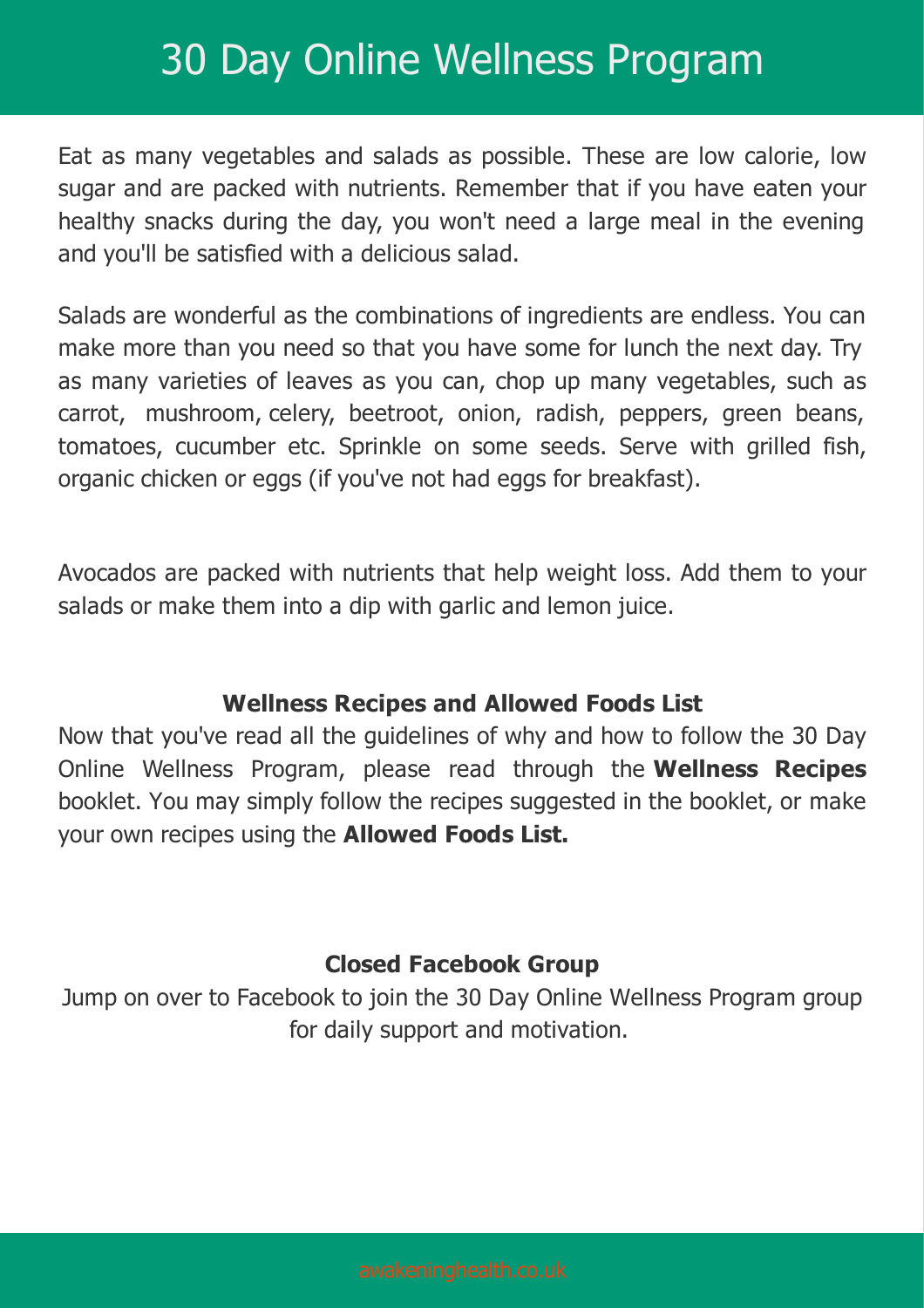Eat as many vegetables and salads as possible. These are low calorie, low sugar and are packed with nutrients. Remember that if you have eaten your healthy snacks during the day, you won't need a large meal in the evening and you'll be satisfied with a delicious salad.

Salads are wonderful as the combinations of ingredients are endless. You can make more than you need so that you have some for lunch the next day. Try as many varieties of leaves as you can, chop up many vegetables, such as carrot, mushroom, celery, beetroot, onion, radish, peppers, green beans, tomatoes, cucumber etc. Sprinkle on some seeds. Serve with grilled fish, organic chicken or eggs (if you've not had eggs for breakfast).

Avocados are packed with nutrients that help weight loss. Add them to your salads or make them into a dip with garlic and lemon juice.

## Wellness Recipes and Allowed Foods List

Now that you've read all the guidelines of why and how to follow the 30 Day Online Wellness Program, please read through the **Wellness Recipes** booklet. You may simply follow the recipes suggested in the booklet, or make your own recipes using the **Allowed Foods List.**

## Closed Facebook Group

Jump on over to Facebook to join the 30 Day Online Wellness Program group for daily support and motivation.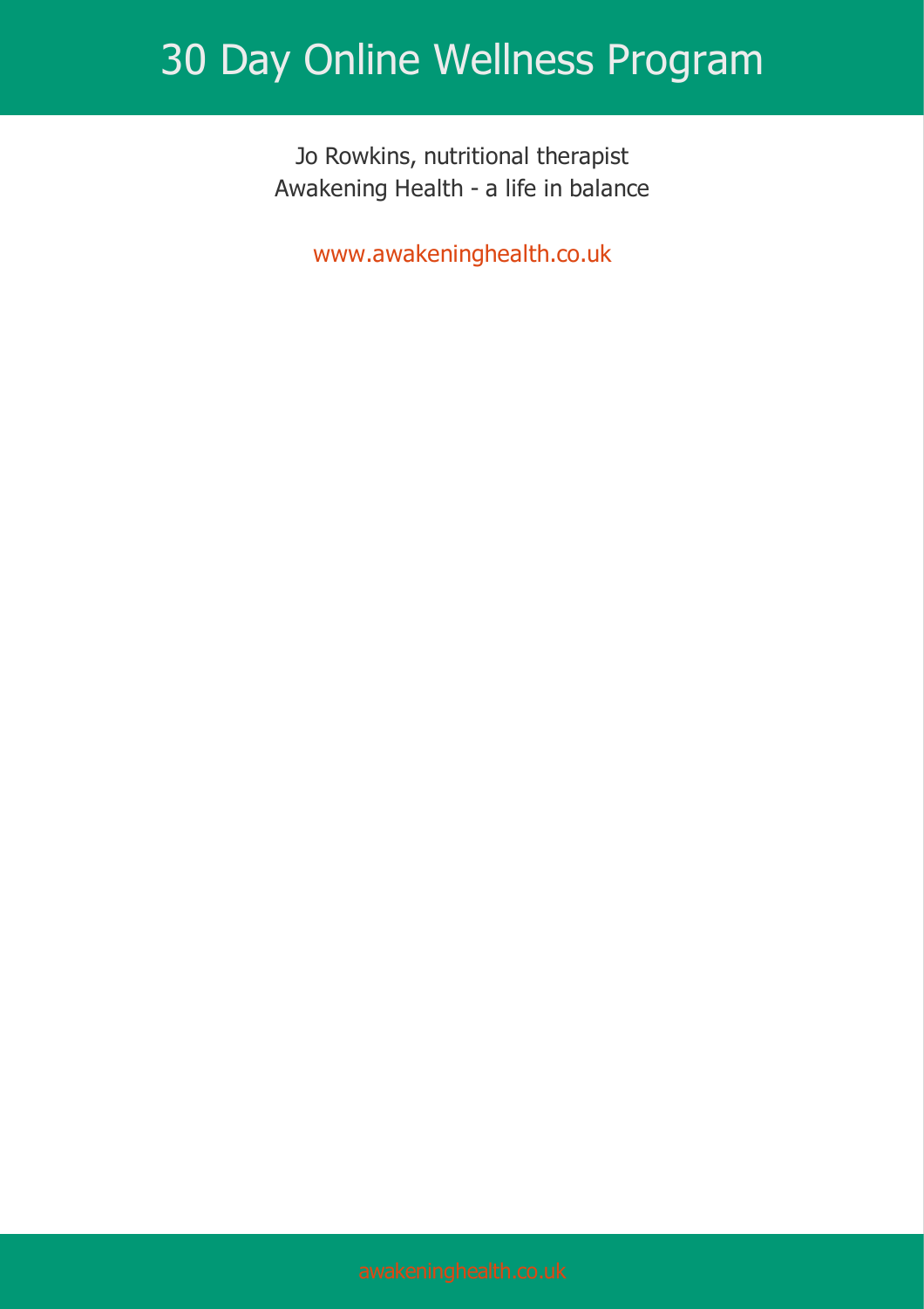# 30 Day Online Wellness Program

Jo Rowkins, nutritional therapist
Awakening Health - a life in balance

www.awakeninghealth.co.uk